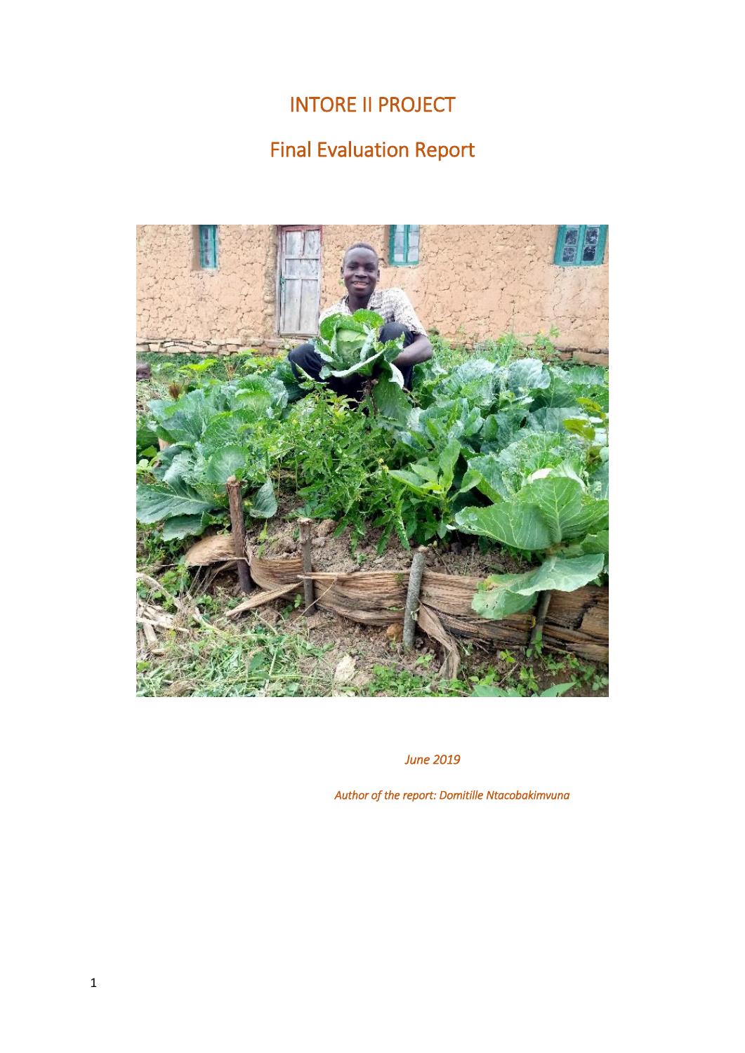# INTORE II PROJECT

## Final Evaluation Report

*June 2019*

*Author of the report: Domitille Ntacobakimvuna*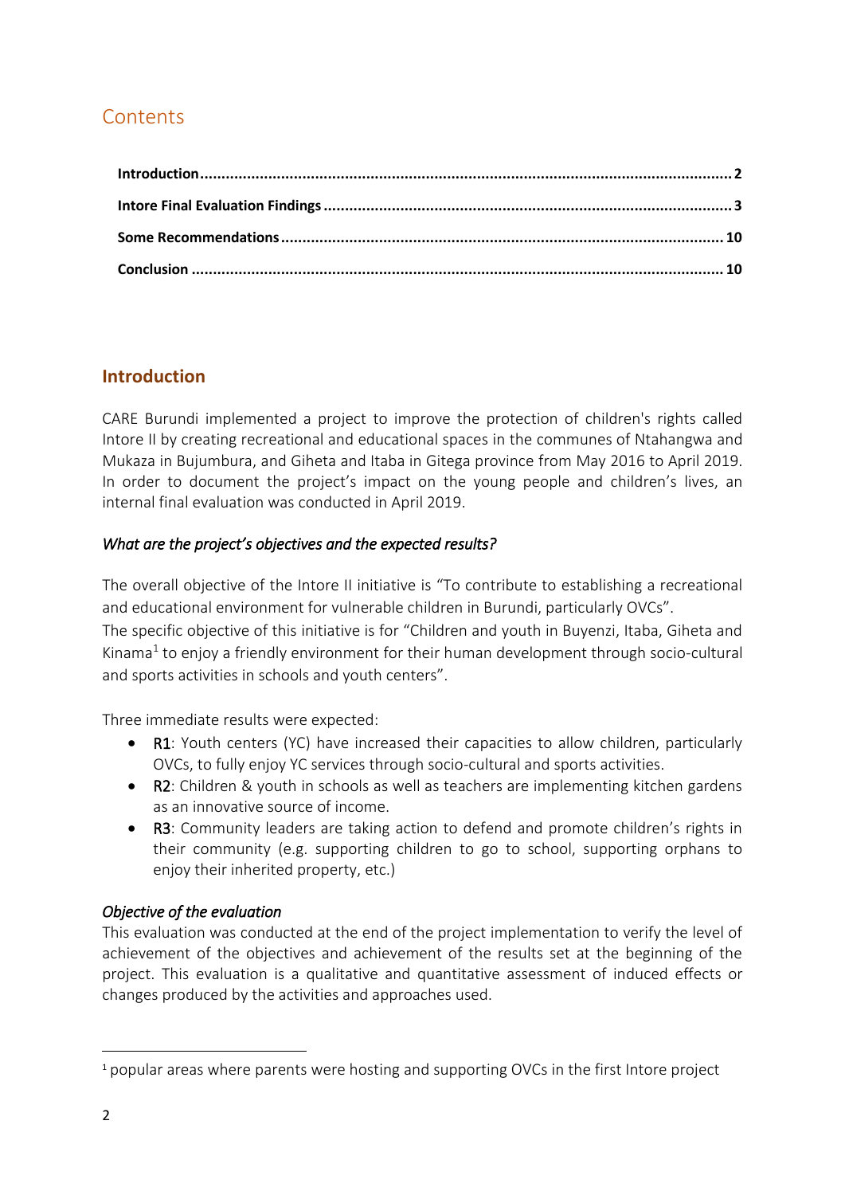## Contents

**Introduction** ........................................................................................................................................ **2**

**Intore Final Evaluation Findings** ...................................................................................................... **3**

**Some Recommendations** .................................................................................................................. **10**

**Conclusion** ........................................................................................................................................ **10**

## Introduction

CARE Burundi implemented a project to improve the protection of children's rights called Intore II by creating recreational and educational spaces in the communes of Ntahangwa and Mukaza in Bujumbura, and Giheta and Itaba in Gitega province from May 2016 to April 2019. In order to document the project's impact on the young people and children's lives, an internal final evaluation was conducted in April 2019.

### *What are the project's objectives and the expected results?*

The overall objective of the Intore II initiative is "To contribute to establishing a recreational and educational environment for vulnerable children in Burundi, particularly OVCs".
The specific objective of this initiative is for "Children and youth in Buyenzi, Itaba, Giheta and Kinama[1] to enjoy a friendly environment for their human development through socio-cultural and sports activities in schools and youth centers".

Three immediate results were expected:

- R1: Youth centers (YC) have increased their capacities to allow children, particularly OVCs, to fully enjoy YC services through socio-cultural and sports activities.
- R2: Children & youth in schools as well as teachers are implementing kitchen gardens as an innovative source of income.
- R3: Community leaders are taking action to defend and promote children's rights in their community (e.g. supporting children to go to school, supporting orphans to enjoy their inherited property, etc.)

### *Objective of the evaluation*

This evaluation was conducted at the end of the project implementation to verify the level of achievement of the objectives and achievement of the results set at the beginning of the project. This evaluation is a qualitative and quantitative assessment of induced effects or changes produced by the activities and approaches used.

---

[1] popular areas where parents were hosting and supporting OVCs in the first Intore project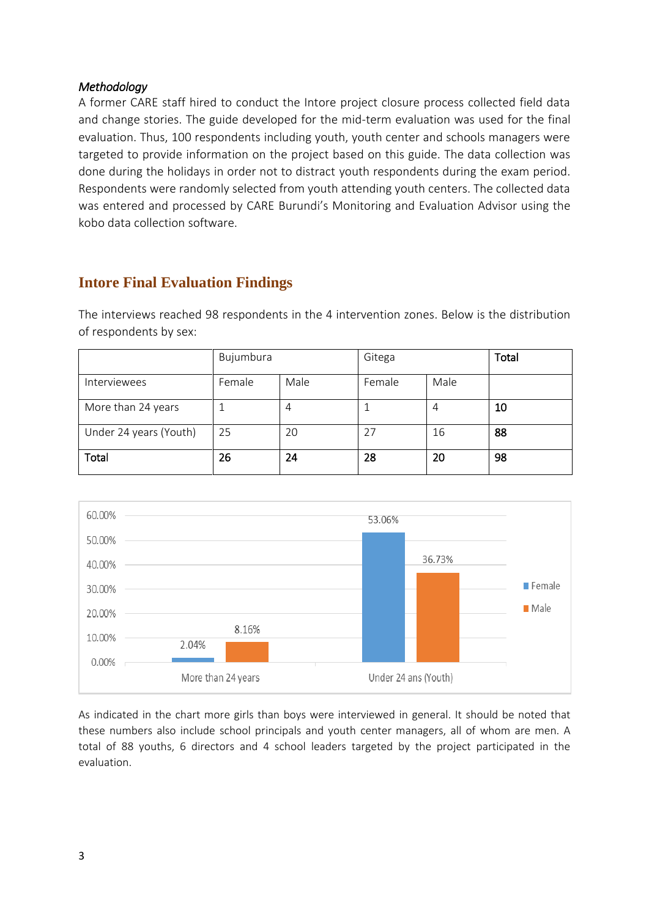*Methodology*

A former CARE staff hired to conduct the Intore project closure process collected field data and change stories. The guide developed for the mid-term evaluation was used for the final evaluation. Thus, 100 respondents including youth, youth center and schools managers were targeted to provide information on the project based on this guide. The data collection was done during the holidays in order not to distract youth respondents during the exam period. Respondents were randomly selected from youth attending youth centers. The collected data was entered and processed by CARE Burundi's Monitoring and Evaluation Advisor using the kobo data collection software.

## Intore Final Evaluation Findings

The interviews reached 98 respondents in the 4 intervention zones. Below is the distribution of respondents by sex:

| | Bujumbura | | Gitega | | **Total** |
|---|---|---|---|---|---|
| Interviewees | Female | Male | Female | Male | |
| More than 24 years | 1 | 4 | 1 | 4 | **10** |
| Under 24 years (Youth) | 25 | 20 | 27 | 16 | **88** |
| **Total** | **26** | **24** | **28** | **20** | **98** |

As indicated in the chart more girls than boys were interviewed in general. It should be noted that these numbers also include school principals and youth center managers, all of whom are men. A total of 88 youths, 6 directors and 4 school leaders targeted by the project participated in the evaluation.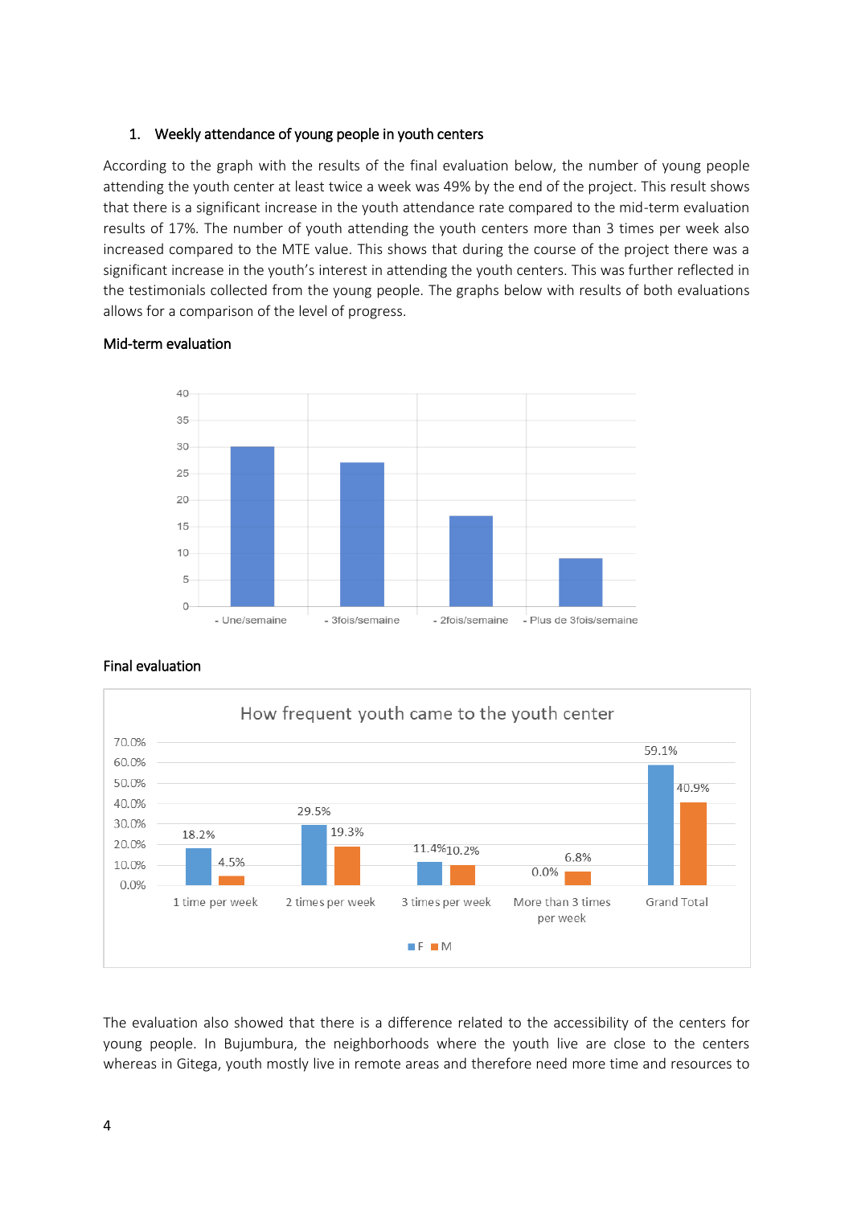1. **Weekly attendance of young people in youth centers**

According to the graph with the results of the final evaluation below, the number of young people attending the youth center at least twice a week was 49% by the end of the project. This result shows that there is a significant increase in the youth attendance rate compared to the mid-term evaluation results of 17%. The number of youth attending the youth centers more than 3 times per week also increased compared to the MTE value. This shows that during the course of the project there was a significant increase in the youth's interest in attending the youth centers. This was further reflected in the testimonials collected from the young people. The graphs below with results of both evaluations allows for a comparison of the level of progress.

**Mid-term evaluation**

**Final evaluation**

The evaluation also showed that there is a difference related to the accessibility of the centers for young people. In Bujumbura, the neighborhoods where the youth live are close to the centers whereas in Gitega, youth mostly live in remote areas and therefore need more time and resources to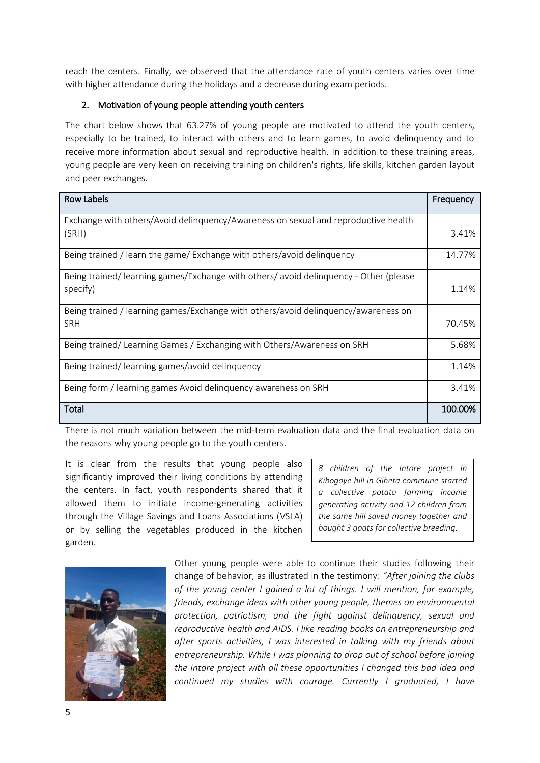reach the centers. Finally, we observed that the attendance rate of youth centers varies over time with higher attendance during the holidays and a decrease during exam periods.

## 2. Motivation of young people attending youth centers

The chart below shows that 63.27% of young people are motivated to attend the youth centers, especially to be trained, to interact with others and to learn games, to avoid delinquency and to receive more information about sexual and reproductive health. In addition to these training areas, young people are very keen on receiving training on children's rights, life skills, kitchen garden layout and peer exchanges.

| Row Labels | Frequency |
|---|---|
| Exchange with others/Avoid delinquency/Awareness on sexual and reproductive health (SRH) | 3.41% |
| Being trained / learn the game/ Exchange with others/avoid delinquency | 14.77% |
| Being trained/ learning games/Exchange with others/ avoid delinquency - Other (please specify) | 1.14% |
| Being trained / learning games/Exchange with others/avoid delinquency/awareness on SRH | 70.45% |
| Being trained/ Learning Games / Exchanging with Others/Awareness on SRH | 5.68% |
| Being trained/ learning games/avoid delinquency | 1.14% |
| Being form / learning games Avoid delinquency awareness on SRH | 3.41% |
| **Total** | **100.00%** |

There is not much variation between the mid-term evaluation data and the final evaluation data on the reasons why young people go to the youth centers.

It is clear from the results that young people also significantly improved their living conditions by attending the centers. In fact, youth respondents shared that it allowed them to initiate income-generating activities through the Village Savings and Loans Associations (VSLA) or by selling the vegetables produced in the kitchen garden.

*8 children of the Intore project in Kibogoye hill in Giheta commune started a collective potato farming income generating activity and 12 children from the same hill saved money together and bought 3 goats for collective breeding.*

Other young people were able to continue their studies following their change of behavior, as illustrated in the testimony: *"After joining the clubs of the young center I gained a lot of things. I will mention, for example, friends, exchange ideas with other young people, themes on environmental protection, patriotism, and the fight against delinquency, sexual and reproductive health and AIDS. I like reading books on entrepreneurship and after sports activities, I was interested in talking with my friends about entrepreneurship. While I was planning to drop out of school before joining the Intore project with all these opportunities I changed this bad idea and continued my studies with courage. Currently I graduated, I have*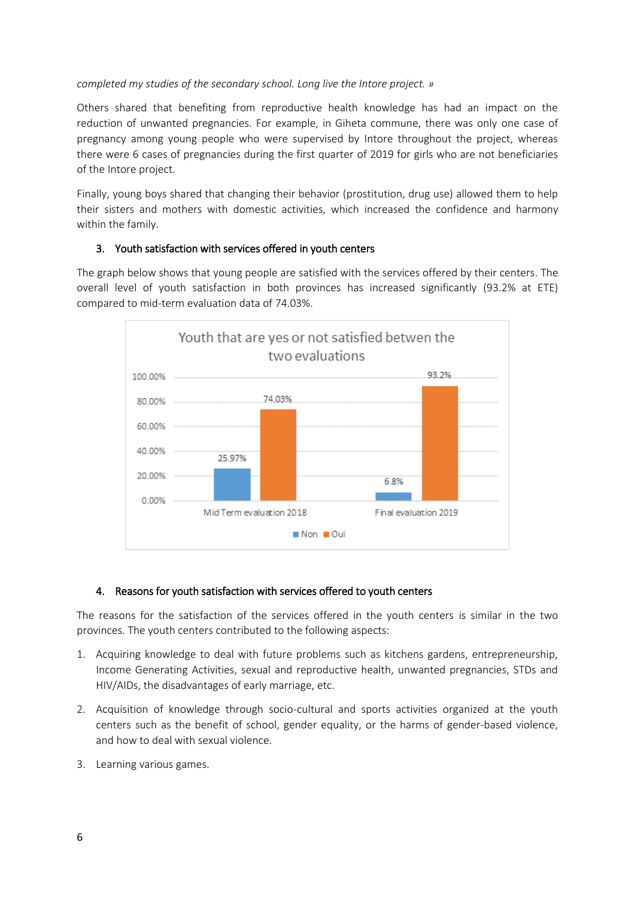*completed my studies of the secondary school. Long live the Intore project. »*

Others shared that benefiting from reproductive health knowledge has had an impact on the reduction of unwanted pregnancies. For example, in Giheta commune, there was only one case of pregnancy among young people who were supervised by Intore throughout the project, whereas there were 6 cases of pregnancies during the first quarter of 2019 for girls who are not beneficiaries of the Intore project.

Finally, young boys shared that changing their behavior (prostitution, drug use) allowed them to help their sisters and mothers with domestic activities, which increased the confidence and harmony within the family.

### 3. Youth satisfaction with services offered in youth centers

The graph below shows that young people are satisfied with the services offered by their centers. The overall level of youth satisfaction in both provinces has increased significantly (93.2% at ETE) compared to mid-term evaluation data of 74.03%.

Youth that are yes or not satisfied betwen the two evaluations

| | Non | Oui |
|---|---|---|
| Mid Term evaluation 2018 | 25.97% | 74.03% |
| Final evaluation 2019 | 6.8% | 93.2% |

### 4. Reasons for youth satisfaction with services offered to youth centers

The reasons for the satisfaction of the services offered in the youth centers is similar in the two provinces. The youth centers contributed to the following aspects:

1. Acquiring knowledge to deal with future problems such as kitchens gardens, entrepreneurship, Income Generating Activities, sexual and reproductive health, unwanted pregnancies, STDs and HIV/AIDs, the disadvantages of early marriage, etc.
2. Acquisition of knowledge through socio-cultural and sports activities organized at the youth centers such as the benefit of school, gender equality, or the harms of gender-based violence, and how to deal with sexual violence.
3. Learning various games.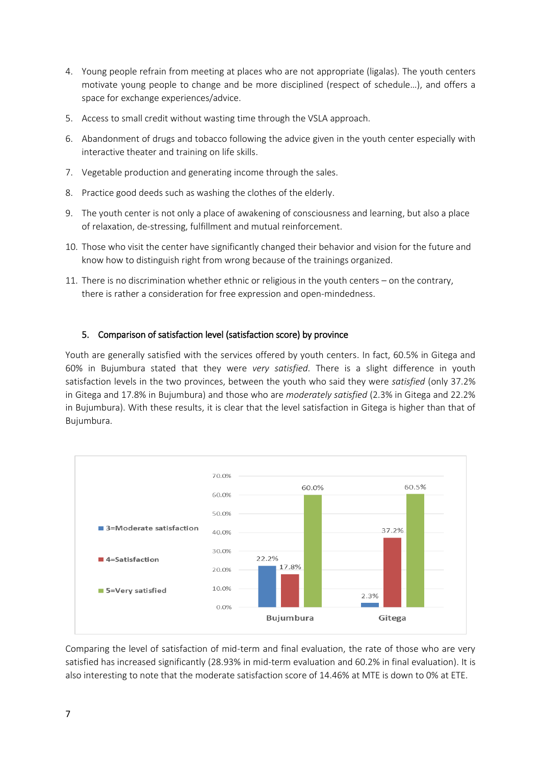4. Young people refrain from meeting at places who are not appropriate (ligalas). The youth centers motivate young people to change and be more disciplined (respect of schedule…), and offers a space for exchange experiences/advice.
5. Access to small credit without wasting time through the VSLA approach.
6. Abandonment of drugs and tobacco following the advice given in the youth center especially with interactive theater and training on life skills.
7. Vegetable production and generating income through the sales.
8. Practice good deeds such as washing the clothes of the elderly.
9. The youth center is not only a place of awakening of consciousness and learning, but also a place of relaxation, de-stressing, fulfillment and mutual reinforcement.
10. Those who visit the center have significantly changed their behavior and vision for the future and know how to distinguish right from wrong because of the trainings organized.
11. There is no discrimination whether ethnic or religious in the youth centers – on the contrary, there is rather a consideration for free expression and open-mindedness.

## 5. Comparison of satisfaction level (satisfaction score) by province

Youth are generally satisfied with the services offered by youth centers. In fact, 60.5% in Gitega and 60% in Bujumbura stated that they were *very satisfied*. There is a slight difference in youth satisfaction levels in the two provinces, between the youth who said they were *satisfied* (only 37.2% in Gitega and 17.8% in Bujumbura) and those who are *moderately satisfied* (2.3% in Gitega and 22.2% in Bujumbura). With these results, it is clear that the level satisfaction in Gitega is higher than that of Bujumbura.

| | Bujumbura | Gitega |
|---|---|---|
| 3=Moderate satisfaction | 22.2% | 2.3% |
| 4=Satisfaction | 17.8% | 37.2% |
| 5=Very satisfied | 60.0% | 60.5% |

Comparing the level of satisfaction of mid-term and final evaluation, the rate of those who are very satisfied has increased significantly (28.93% in mid-term evaluation and 60.2% in final evaluation). It is also interesting to note that the moderate satisfaction score of 14.46% at MTE is down to 0% at ETE.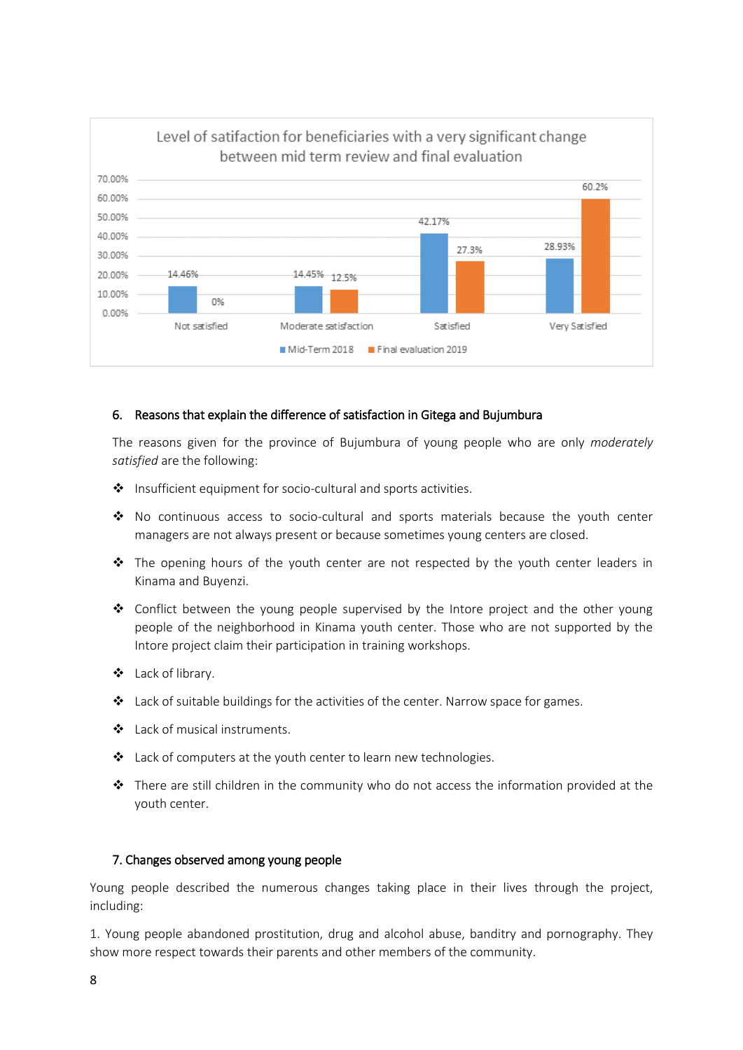Level of satifaction for beneficiaries with a very significant change between mid term review and final evaluation

| | Mid-Term 2018 | Final evaluation 2019 |
|---|---|---|
| Not satisfied | 14.46% | 0% |
| Moderate satisfaction | 14.45% | 12.5% |
| Satisfied | 42.17% | 27.3% |
| Very Satisfied | 28.93% | 60.2% |

### 6. Reasons that explain the difference of satisfaction in Gitega and Bujumbura

The reasons given for the province of Bujumbura of young people who are only *moderately satisfied* are the following:

- Insufficient equipment for socio-cultural and sports activities.
- No continuous access to socio-cultural and sports materials because the youth center managers are not always present or because sometimes young centers are closed.
- The opening hours of the youth center are not respected by the youth center leaders in Kinama and Buyenzi.
- Conflict between the young people supervised by the Intore project and the other young people of the neighborhood in Kinama youth center. Those who are not supported by the Intore project claim their participation in training workshops.
- Lack of library.
- Lack of suitable buildings for the activities of the center. Narrow space for games.
- Lack of musical instruments.
- Lack of computers at the youth center to learn new technologies.
- There are still children in the community who do not access the information provided at the youth center.

### 7. Changes observed among young people

Young people described the numerous changes taking place in their lives through the project, including:

1. Young people abandoned prostitution, drug and alcohol abuse, banditry and pornography. They show more respect towards their parents and other members of the community.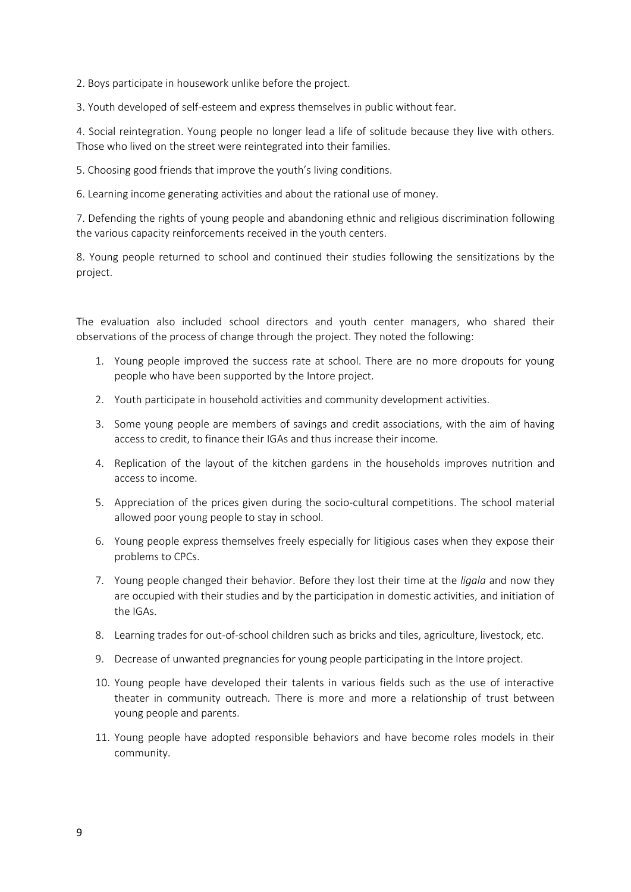2. Boys participate in housework unlike before the project.

3. Youth developed of self-esteem and express themselves in public without fear.

4. Social reintegration. Young people no longer lead a life of solitude because they live with others. Those who lived on the street were reintegrated into their families.

5. Choosing good friends that improve the youth's living conditions.

6. Learning income generating activities and about the rational use of money.

7. Defending the rights of young people and abandoning ethnic and religious discrimination following the various capacity reinforcements received in the youth centers.

8. Young people returned to school and continued their studies following the sensitizations by the project.

The evaluation also included school directors and youth center managers, who shared their observations of the process of change through the project. They noted the following:

1. Young people improved the success rate at school. There are no more dropouts for young people who have been supported by the Intore project.
2. Youth participate in household activities and community development activities.
3. Some young people are members of savings and credit associations, with the aim of having access to credit, to finance their IGAs and thus increase their income.
4. Replication of the layout of the kitchen gardens in the households improves nutrition and access to income.
5. Appreciation of the prices given during the socio-cultural competitions. The school material allowed poor young people to stay in school.
6. Young people express themselves freely especially for litigious cases when they expose their problems to CPCs.
7. Young people changed their behavior. Before they lost their time at the *ligala* and now they are occupied with their studies and by the participation in domestic activities, and initiation of the IGAs.
8. Learning trades for out-of-school children such as bricks and tiles, agriculture, livestock, etc.
9. Decrease of unwanted pregnancies for young people participating in the Intore project.
10. Young people have developed their talents in various fields such as the use of interactive theater in community outreach. There is more and more a relationship of trust between young people and parents.
11. Young people have adopted responsible behaviors and have become roles models in their community.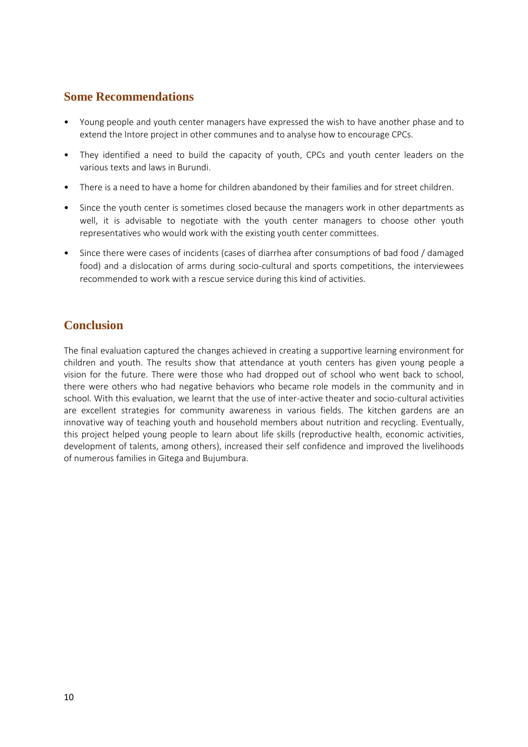## Some Recommendations

- Young people and youth center managers have expressed the wish to have another phase and to extend the Intore project in other communes and to analyse how to encourage CPCs.
- They identified a need to build the capacity of youth, CPCs and youth center leaders on the various texts and laws in Burundi.
- There is a need to have a home for children abandoned by their families and for street children.
- Since the youth center is sometimes closed because the managers work in other departments as well, it is advisable to negotiate with the youth center managers to choose other youth representatives who would work with the existing youth center committees.
- Since there were cases of incidents (cases of diarrhea after consumptions of bad food / damaged food) and a dislocation of arms during socio-cultural and sports competitions, the interviewees recommended to work with a rescue service during this kind of activities.

## Conclusion

The final evaluation captured the changes achieved in creating a supportive learning environment for children and youth. The results show that attendance at youth centers has given young people a vision for the future. There were those who had dropped out of school who went back to school, there were others who had negative behaviors who became role models in the community and in school. With this evaluation, we learnt that the use of inter-active theater and socio-cultural activities are excellent strategies for community awareness in various fields. The kitchen gardens are an innovative way of teaching youth and household members about nutrition and recycling. Eventually, this project helped young people to learn about life skills (reproductive health, economic activities, development of talents, among others), increased their self confidence and improved the livelihoods of numerous families in Gitega and Bujumbura.